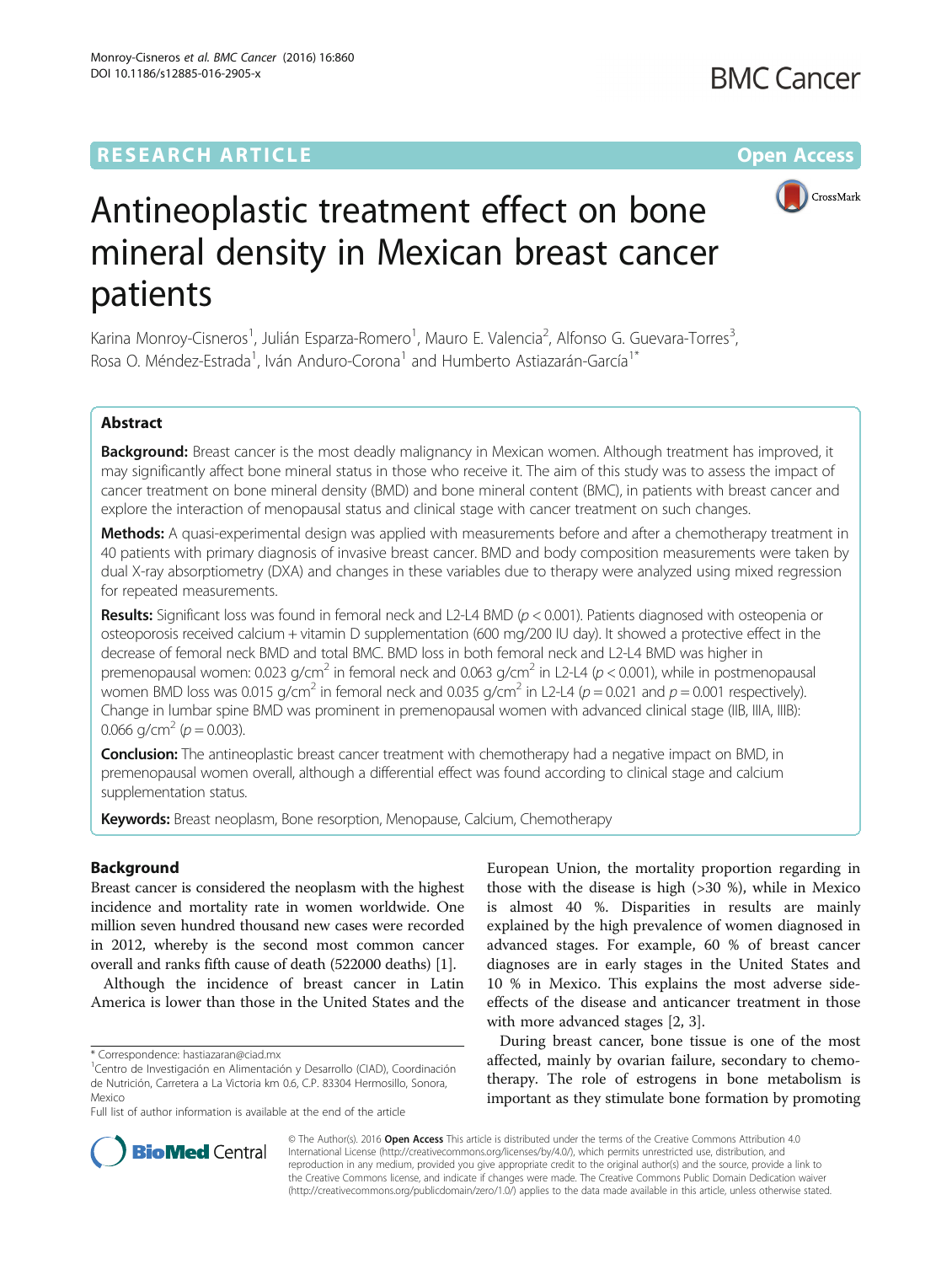RESEARCH ARTICLE

Open Access

# Antineoplastic treatment effect on bone mineral density in Mexican breast cancer patients

Karina Monroy-Cisneros[1], Julián Esparza-Romero[1], Mauro E. Valencia[2], Alfonso G. Guevara-Torres[3], Rosa O. Méndez-Estrada[1], Iván Anduro-Corona[1] and Humberto Astiazarán-García[1*]

## Abstract

**Background:** Breast cancer is the most deadly malignancy in Mexican women. Although treatment has improved, it may significantly affect bone mineral status in those who receive it. The aim of this study was to assess the impact of cancer treatment on bone mineral density (BMD) and bone mineral content (BMC), in patients with breast cancer and explore the interaction of menopausal status and clinical stage with cancer treatment on such changes.

**Methods:** A quasi-experimental design was applied with measurements before and after a chemotherapy treatment in 40 patients with primary diagnosis of invasive breast cancer. BMD and body composition measurements were taken by dual X-ray absorptiometry (DXA) and changes in these variables due to therapy were analyzed using mixed regression for repeated measurements.

**Results:** Significant loss was found in femoral neck and L2-L4 BMD ($p < 0.001$). Patients diagnosed with osteopenia or osteoporosis received calcium + vitamin D supplementation (600 mg/200 IU day). It showed a protective effect in the decrease of femoral neck BMD and total BMC. BMD loss in both femoral neck and L2-L4 BMD was higher in premenopausal women: 0.023 g/cm$^2$ in femoral neck and 0.063 g/cm$^2$ in L2-L4 ($p < 0.001$), while in postmenopausal women BMD loss was 0.015 g/cm$^2$ in femoral neck and 0.035 g/cm$^2$ in L2-L4 ($p = 0.021$ and $p = 0.001$ respectively). Change in lumbar spine BMD was prominent in premenopausal women with advanced clinical stage (IIB, IIIA, IIIB): 0.066 g/cm$^2$ ($p = 0.003$).

**Conclusion:** The antineoplastic breast cancer treatment with chemotherapy had a negative impact on BMD, in premenopausal women overall, although a differential effect was found according to clinical stage and calcium supplementation status.

**Keywords:** Breast neoplasm, Bone resorption, Menopause, Calcium, Chemotherapy

## Background

Breast cancer is considered the neoplasm with the highest incidence and mortality rate in women worldwide. One million seven hundred thousand new cases were recorded in 2012, whereby is the second most common cancer overall and ranks fifth cause of death (522000 deaths) [1].

Although the incidence of breast cancer in Latin America is lower than those in the United States and the European Union, the mortality proportion regarding in those with the disease is high (>30 %), while in Mexico is almost 40 %. Disparities in results are mainly explained by the high prevalence of women diagnosed in advanced stages. For example, 60 % of breast cancer diagnoses are in early stages in the United States and 10 % in Mexico. This explains the most adverse side-effects of the disease and anticancer treatment in those with more advanced stages [2, 3].

During breast cancer, bone tissue is one of the most affected, mainly by ovarian failure, secondary to chemotherapy. The role of estrogens in bone metabolism is important as they stimulate bone formation by promoting

\* Correspondence: hastiazaran@ciad.mx
[1]Centro de Investigación en Alimentación y Desarrollo (CIAD), Coordinación de Nutrición, Carretera a La Victoria km 0.6, C.P. 83304 Hermosillo, Sonora, Mexico
Full list of author information is available at the end of the article

© The Author(s). 2016 **Open Access** This article is distributed under the terms of the Creative Commons Attribution 4.0 International License (http://creativecommons.org/licenses/by/4.0/), which permits unrestricted use, distribution, and reproduction in any medium, provided you give appropriate credit to the original author(s) and the source, provide a link to the Creative Commons license, and indicate if changes were made. The Creative Commons Public Domain Dedication waiver (http://creativecommons.org/publicdomain/zero/1.0/) applies to the data made available in this article, unless otherwise stated.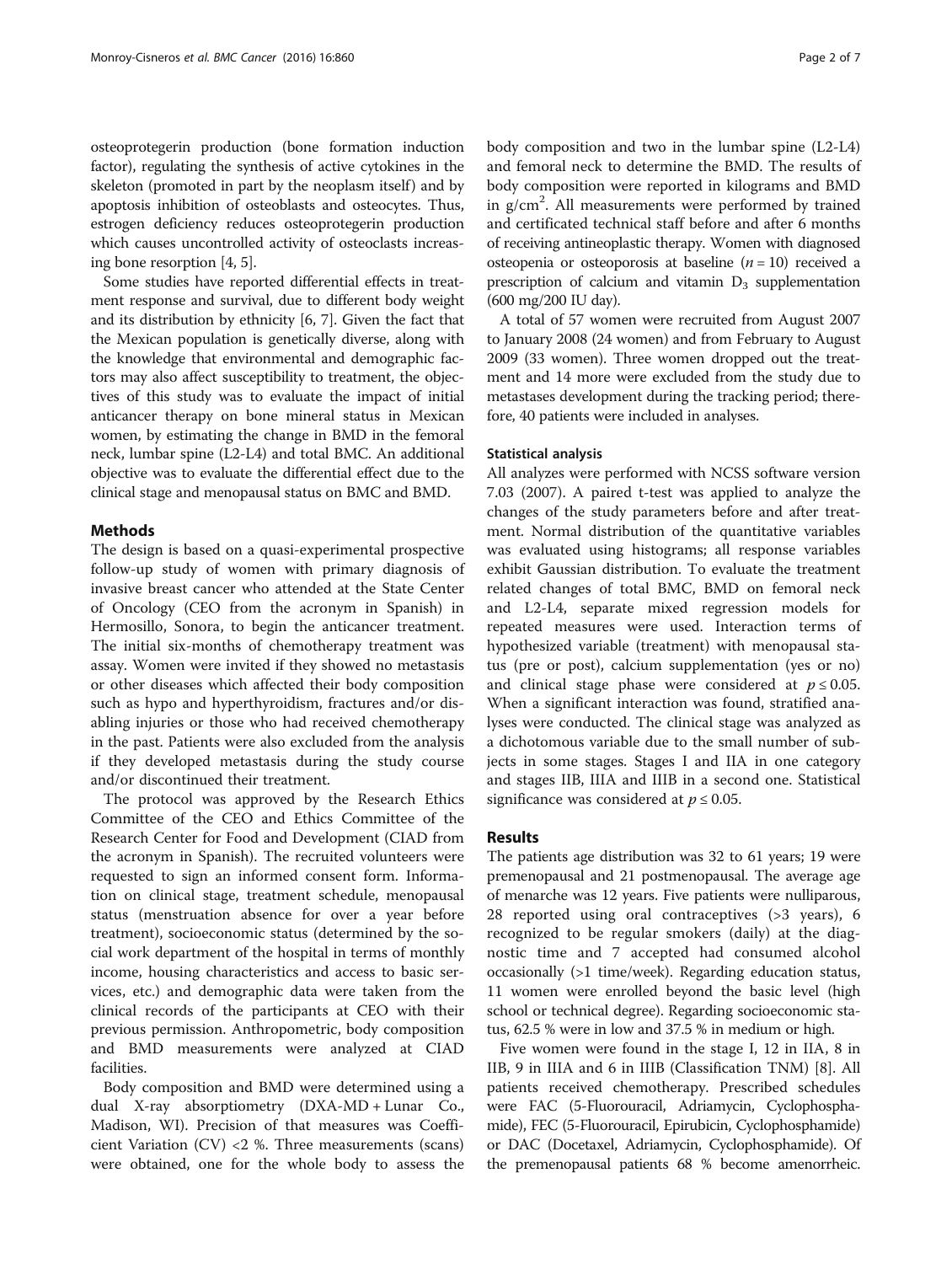osteoprotegerin production (bone formation induction factor), regulating the synthesis of active cytokines in the skeleton (promoted in part by the neoplasm itself) and by apoptosis inhibition of osteoblasts and osteocytes. Thus, estrogen deficiency reduces osteoprotegerin production which causes uncontrolled activity of osteoclasts increasing bone resorption [4, 5].

Some studies have reported differential effects in treatment response and survival, due to different body weight and its distribution by ethnicity [6, 7]. Given the fact that the Mexican population is genetically diverse, along with the knowledge that environmental and demographic factors may also affect susceptibility to treatment, the objectives of this study was to evaluate the impact of initial anticancer therapy on bone mineral status in Mexican women, by estimating the change in BMD in the femoral neck, lumbar spine (L2-L4) and total BMC. An additional objective was to evaluate the differential effect due to the clinical stage and menopausal status on BMC and BMD.

## Methods

The design is based on a quasi-experimental prospective follow-up study of women with primary diagnosis of invasive breast cancer who attended at the State Center of Oncology (CEO from the acronym in Spanish) in Hermosillo, Sonora, to begin the anticancer treatment. The initial six-months of chemotherapy treatment was assay. Women were invited if they showed no metastasis or other diseases which affected their body composition such as hypo and hyperthyroidism, fractures and/or disabling injuries or those who had received chemotherapy in the past. Patients were also excluded from the analysis if they developed metastasis during the study course and/or discontinued their treatment.

The protocol was approved by the Research Ethics Committee of the CEO and Ethics Committee of the Research Center for Food and Development (CIAD from the acronym in Spanish). The recruited volunteers were requested to sign an informed consent form. Information on clinical stage, treatment schedule, menopausal status (menstruation absence for over a year before treatment), socioeconomic status (determined by the social work department of the hospital in terms of monthly income, housing characteristics and access to basic services, etc.) and demographic data were taken from the clinical records of the participants at CEO with their previous permission. Anthropometric, body composition and BMD measurements were analyzed at CIAD facilities.

Body composition and BMD were determined using a dual X-ray absorptiometry (DXA-MD + Lunar Co., Madison, WI). Precision of that measures was Coefficient Variation (CV) <2 %. Three measurements (scans) were obtained, one for the whole body to assess the body composition and two in the lumbar spine (L2-L4) and femoral neck to determine the BMD. The results of body composition were reported in kilograms and BMD in $g/cm^2$. All measurements were performed by trained and certificated technical staff before and after 6 months of receiving antineoplastic therapy. Women with diagnosed osteopenia or osteoporosis at baseline ($n = 10$) received a prescription of calcium and vitamin $D_3$ supplementation (600 mg/200 IU day).

A total of 57 women were recruited from August 2007 to January 2008 (24 women) and from February to August 2009 (33 women). Three women dropped out the treatment and 14 more were excluded from the study due to metastases development during the tracking period; therefore, 40 patients were included in analyses.

### Statistical analysis

All analyzes were performed with NCSS software version 7.03 (2007). A paired t-test was applied to analyze the changes of the study parameters before and after treatment. Normal distribution of the quantitative variables was evaluated using histograms; all response variables exhibit Gaussian distribution. To evaluate the treatment related changes of total BMC, BMD on femoral neck and L2-L4, separate mixed regression models for repeated measures were used. Interaction terms of hypothesized variable (treatment) with menopausal status (pre or post), calcium supplementation (yes or no) and clinical stage phase were considered at $p \leq 0.05$. When a significant interaction was found, stratified analyses were conducted. The clinical stage was analyzed as a dichotomous variable due to the small number of subjects in some stages. Stages I and IIA in one category and stages IIB, IIIA and IIIB in a second one. Statistical significance was considered at $p \leq 0.05$.

## Results

The patients age distribution was 32 to 61 years; 19 were premenopausal and 21 postmenopausal. The average age of menarche was 12 years. Five patients were nulliparous, 28 reported using oral contraceptives (>3 years), 6 recognized to be regular smokers (daily) at the diagnostic time and 7 accepted had consumed alcohol occasionally (>1 time/week). Regarding education status, 11 women were enrolled beyond the basic level (high school or technical degree). Regarding socioeconomic status, 62.5 % were in low and 37.5 % in medium or high.

Five women were found in the stage I, 12 in IIA, 8 in IIB, 9 in IIIA and 6 in IIIB (Classification TNM) [8]. All patients received chemotherapy. Prescribed schedules were FAC (5-Fluorouracil, Adriamycin, Cyclophosphamide), FEC (5-Fluorouracil, Epirubicin, Cyclophosphamide) or DAC (Docetaxel, Adriamycin, Cyclophosphamide). Of the premenopausal patients 68 % become amenorrheic.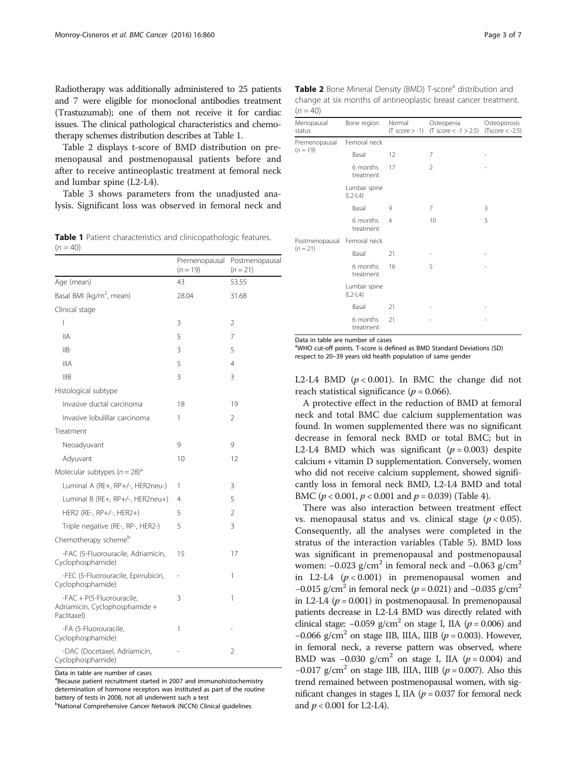Radiotherapy was additionally administered to 25 patients and 7 were eligible for monoclonal antibodies treatment (Trastuzumab); one of them not receive it for cardiac issues. The clinical pathological characteristics and chemotherapy schemes distribution describes at Table 1.

Table 2 displays t-score of BMD distribution on premenopausal and postmenopausal patients before and after to receive antineoplastic treatment at femoral neck and lumbar spine (L2-L4).

Table 3 shows parameters from the unadjusted analysis. Significant loss was observed in femoral neck and L2-L4 BMD ($p < 0.001$). In BMC the change did not reach statistical significance ($p = 0.066$).

**Table 1** Patient characteristics and clinicopathologic features. ($n = 40$)

| | Premenopausal ($n = 19$) | Postmenopausal ($n = 21$) |
|---|---|---|
| Age (mean) | 43 | 53.55 |
| Basal BMI (kg/m$^2$, mean) | 28.04 | 31.68 |
| Clinical stage | | |
| I | 3 | 2 |
| IIA | 5 | 7 |
| IIB | 3 | 5 |
| IIIA | 5 | 4 |
| IIIB | 3 | 3 |
| Histological subtype | | |
| Invasive ductal carcinoma | 18 | 19 |
| Invasive lobulillar carcinoma | 1 | 2 |
| Treatment | | |
| Neoadyuvant | 9 | 9 |
| Adyuvant | 10 | 12 |
| Molecular subtypes ($n = 28$)[a] | | |
| Luminal A (RE+, RP+/-, HER2neu-) | 1 | 3 |
| Luminal B (RE+, RP+/-, HER2neu+) | 4 | 5 |
| HER2 (RE-, RP+/-, HER2+) | 5 | 2 |
| Triple negative (RE-, RP-, HER2-) | 5 | 3 |
| Chemotherapy scheme[b] | | |
| -FAC (5-Fluorouracile, Adriamicin, Cyclophosphamide) | 15 | 17 |
| -FEC (5-Fluorouracile, Epirrubicin, Cyclophosphamide) | - | 1 |
| -FAC + P(5-Fluorouracile, Adriamicin, Cyclophosphamide + Paclitaxel) | 3 | 1 |
| -FA (5-Fluorouracile, Cyclophosphamide) | 1 | - |
| -DAC (Docetaxel, Adriamicin, Cyclophosphamide) | - | 2 |

Data in table are number of cases

[a]Because patient recruitment started in 2007 and immunohistochemistry determination of hormone receptors was instituted as part of the routine battery of tests in 2008, not all underwent such a test

[b]National Comprehensive Cancer Network (NCCN) Clinical guidelines

**Table 2** Bone Mineral Density (BMD) T-score[a] distribution and change at six months of antineoplastic breast cancer treatment. ($n = 40$)

| Menopausal status | Bone region | Normal (T score > -1) | Osteopenia (T score < -1 > 2.5) | Osteoporosis (Tscore < -2.5) |
|---|---|---|---|---|
| Premenopausal ($n = 19$) | Femoral neck | | | |
| | Basal | 12 | 7 | - |
| | 6 months treatment | 17 | 2 | - |
| | Lumbar spine (L2-L4) | | | |
| | Basal | 9 | 7 | 3 |
| | 6 months treatment | 4 | 10 | 5 |
| Postmenopausal ($n = 21$) | Femoral neck | | | |
| | Basal | 21 | - | - |
| | 6 months treatment | 16 | 5 | - |
| | Lumbar spine (L2-L4) | | | |
| | Basal | 21 | - | - |
| | 6 months treatment | 21 | - | - |

Data in table are number of cases

[a]WHO cut-off points. T-score is defined as BMD Standard Deviations (SD) respect to 20–39 years old health population of same gender

A protective effect in the reduction of BMD at femoral neck and total BMC due calcium supplementation was found. In women supplemented there was no significant decrease in femoral neck BMD or total BMC; but in L2-L4 BMD which was significant ($p = 0.003$) despite calcium + vitamin D supplementation. Conversely, women who did not receive calcium supplement, showed significantly loss in femoral neck BMD, L2-L4 BMD and total BMC ($p < 0.001$, $p < 0.001$ and $p = 0.039$) (Table 4).

There was also interaction between treatment effect vs. menopausal status and vs. clinical stage ($p < 0.05$). Consequently, all the analyses were completed in the stratus of the interaction variables (Table 5). BMD loss was significant in premenopausal and postmenopausal women: $-0.023$ g/cm$^2$ in femoral neck and $-0.063$ g/cm$^2$ in L2-L4 ($p < 0.001$) in premenopausal women and $-0.015$ g/cm$^2$ in femoral neck ($p = 0.021$) and $-0.035$ g/cm$^2$ in L2-L4 ($p = 0.001$) in postmenopausal. In premenopausal patients decrease in L2-L4 BMD was directly related with clinical stage: $-0.059$ g/cm$^2$ on stage I, IIA ($p = 0.006$) and $-0.066$ g/cm$^2$ on stage IIB, IIIA, IIIB ($p = 0.003$). However, in femoral neck, a reverse pattern was observed, where BMD was $-0.030$ g/cm$^2$ on stage I, IIA ($p = 0.004$) and $-0.017$ g/cm$^2$ on stage IIB, IIIA, IIIB ($p = 0.007$). Also this trend remained between postmenopausal women, with significant changes in stages I, IIA ($p = 0.037$ for femoral neck and $p < 0.001$ for L2-L4).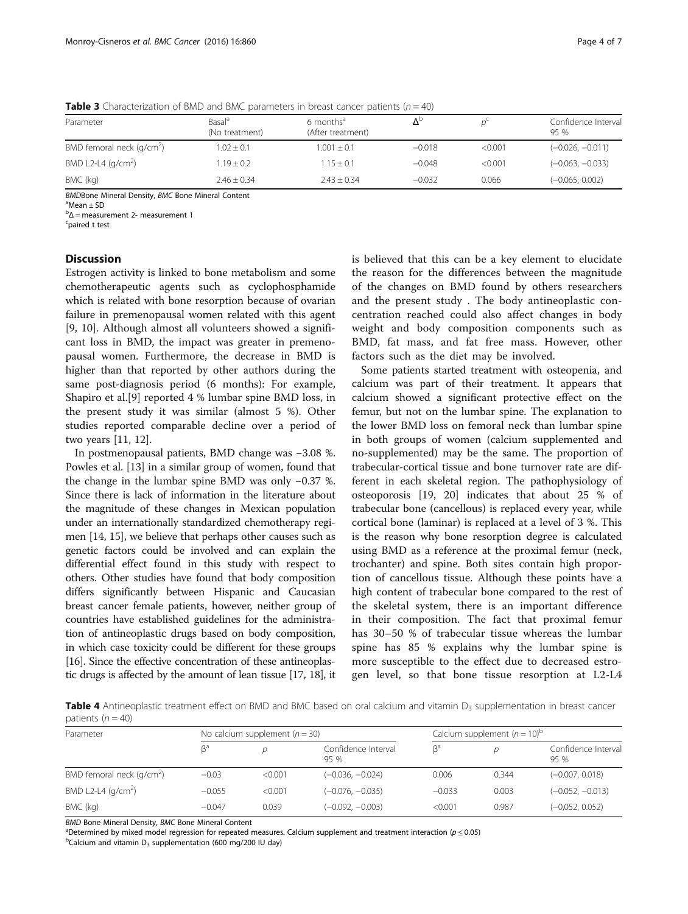**Table 3** Characterization of BMD and BMC parameters in breast cancer patients ($n = 40$)

| Parameter | Basal[a] (No treatment) | 6 months[a] (After treatment) | Δ[b] | p[c] | Confidence Interval 95 % |
|---|---|---|---|---|---|
| BMD femoral neck (g/cm$^2$) | 1.02 ± 0.1 | 1.001 ± 0.1 | −0.018 | <0.001 | (−0.026, −0.011) |
| BMD L2-L4 (g/cm$^2$) | 1.19 ± 0.2 | 1.15 ± 0.1 | −0.048 | <0.001 | (−0.063, −0.033) |
| BMC (kg) | 2.46 ± 0.34 | 2.43 ± 0.34 | −0.032 | 0.066 | (−0.065, 0.002) |

*BMD* Bone Mineral Density, *BMC* Bone Mineral Content
[a]Mean ± SD
[b]Δ = measurement 2- measurement 1
[c]paired t test

## Discussion

Estrogen activity is linked to bone metabolism and some chemotherapeutic agents such as cyclophosphamide which is related with bone resorption because of ovarian failure in premenopausal women related with this agent [9, 10]. Although almost all volunteers showed a significant loss in BMD, the impact was greater in premenopausal women. Furthermore, the decrease in BMD is higher than that reported by other authors during the same post-diagnosis period (6 months): For example, Shapiro et al.[9] reported 4 % lumbar spine BMD loss, in the present study it was similar (almost 5 %). Other studies reported comparable decline over a period of two years [11, 12].

In postmenopausal patients, BMD change was −3.08 %. Powles et al. [13] in a similar group of women, found that the change in the lumbar spine BMD was only −0.37 %. Since there is lack of information in the literature about the magnitude of these changes in Mexican population under an internationally standardized chemotherapy regimen [14, 15], we believe that perhaps other causes such as genetic factors could be involved and can explain the differential effect found in this study with respect to others. Other studies have found that body composition differs significantly between Hispanic and Caucasian breast cancer female patients, however, neither group of countries have established guidelines for the administration of antineoplastic drugs based on body composition, in which case toxicity could be different for these groups [16]. Since the effective concentration of these antineoplastic drugs is affected by the amount of lean tissue [17, 18], it is believed that this can be a key element to elucidate the reason for the differences between the magnitude of the changes on BMD found by others researchers and the present study . The body antineoplastic concentration reached could also affect changes in body weight and body composition components such as BMD, fat mass, and fat free mass. However, other factors such as the diet may be involved.

Some patients started treatment with osteopenia, and calcium was part of their treatment. It appears that calcium showed a significant protective effect on the femur, but not on the lumbar spine. The explanation to the lower BMD loss on femoral neck than lumbar spine in both groups of women (calcium supplemented and no-supplemented) may be the same. The proportion of trabecular-cortical tissue and bone turnover rate are different in each skeletal region. The pathophysiology of osteoporosis [19, 20] indicates that about 25 % of trabecular bone (cancellous) is replaced every year, while cortical bone (laminar) is replaced at a level of 3 %. This is the reason why bone resorption degree is calculated using BMD as a reference at the proximal femur (neck, trochanter) and spine. Both sites contain high proportion of cancellous tissue. Although these points have a high content of trabecular bone compared to the rest of the skeletal system, there is an important difference in their composition. The fact that proximal femur has 30–50 % of trabecular tissue whereas the lumbar spine has 85 % explains why the lumbar spine is more susceptible to the effect due to decreased estrogen level, so that bone tissue resorption at L2-L4

**Table 4** Antineoplastic treatment effect on BMD and BMC based on oral calcium and vitamin $D_3$ supplementation in breast cancer patients ($n = 40$)

| Parameter | No calcium supplement ($n = 30$) | | | Calcium supplement ($n = 10$)[b] | | |
|---|---|---|---|---|---|---|
| | β[a] | p | Confidence Interval 95 % | β[a] | p | Confidence Interval 95 % |
| BMD femoral neck (g/cm$^2$) | −0.03 | <0.001 | (−0.036, −0.024) | 0.006 | 0.344 | (−0.007, 0.018) |
| BMD L2-L4 (g/cm$^2$) | −0.055 | <0.001 | (−0.076, −0.035) | −0.033 | 0.003 | (−0.052, −0.013) |
| BMC (kg) | −0.047 | 0.039 | (−0.092, −0.003) | <0.001 | 0.987 | (−0,052, 0.052) |

*BMD* Bone Mineral Density, *BMC* Bone Mineral Content
[a]Determined by mixed model regression for repeated measures. Calcium supplement and treatment interaction ($p \leq 0.05$)
[b]Calcium and vitamin $D_3$ supplementation (600 mg/200 IU day)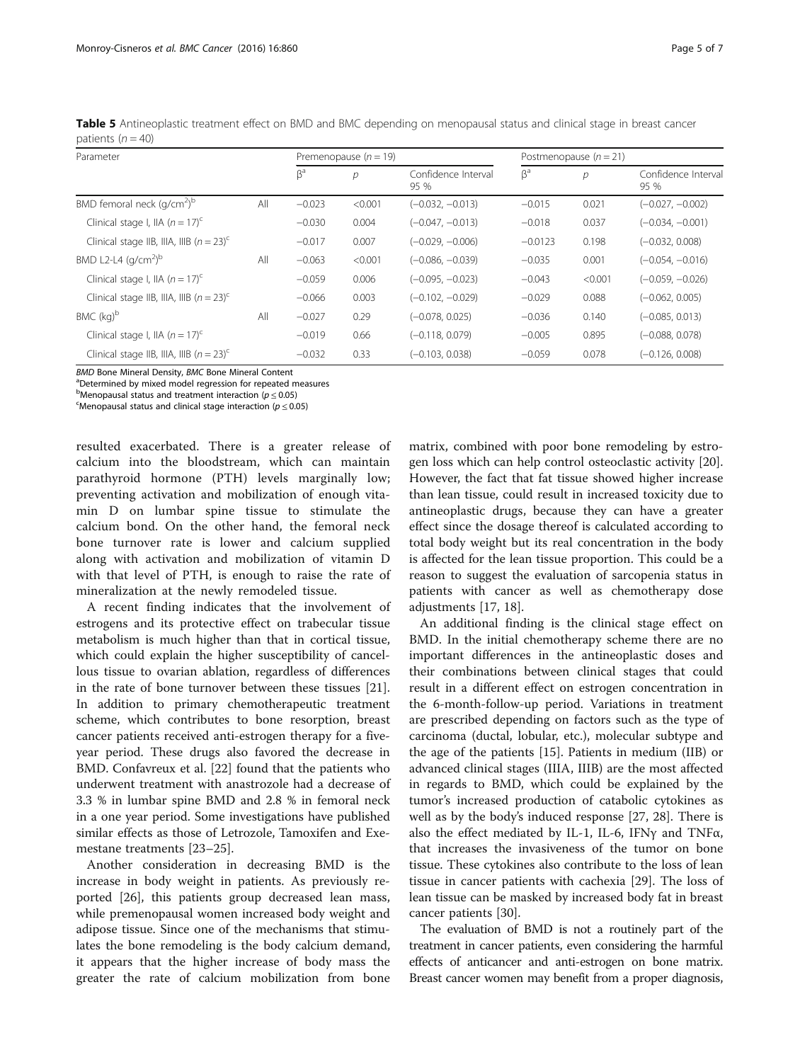**Table 5** Antineoplastic treatment effect on BMD and BMC depending on menopausal status and clinical stage in breast cancer patients ($n = 40$)

| Parameter | | Premenopause ($n = 19$) | | | Postmenopause ($n = 21$) | | |
|---|---|---|---|---|---|---|---|
| | | $\beta^a$ | $p$ | Confidence Interval 95 % | $\beta^a$ | $p$ | Confidence Interval 95 % |
| BMD femoral neck (g/cm$^2$)[b] | All | −0.023 | <0.001 | (−0.032, −0.013) | −0.015 | 0.021 | (−0.027, −0.002) |
| Clinical stage I, IIA ($n = 17$)[c] | | −0.030 | 0.004 | (−0.047, −0.013) | −0.018 | 0.037 | (−0.034, −0.001) |
| Clinical stage IIB, IIIA, IIIB ($n = 23$)[c] | | −0.017 | 0.007 | (−0.029, −0.006) | −0.0123 | 0.198 | (−0.032, 0.008) |
| BMD L2-L4 (g/cm$^2$)[b] | All | −0.063 | <0.001 | (−0.086, −0.039) | −0.035 | 0.001 | (−0.054, −0.016) |
| Clinical stage I, IIA ($n = 17$)[c] | | −0.059 | 0.006 | (−0.095, −0.023) | −0.043 | <0.001 | (−0.059, −0.026) |
| Clinical stage IIB, IIIA, IIIB ($n = 23$)[c] | | −0.066 | 0.003 | (−0.102, −0.029) | −0.029 | 0.088 | (−0.062, 0.005) |
| BMC (kg)[b] | All | −0.027 | 0.29 | (−0.078, 0.025) | −0.036 | 0.140 | (−0.085, 0.013) |
| Clinical stage I, IIA ($n = 17$)[c] | | −0.019 | 0.66 | (−0.118, 0.079) | −0.005 | 0.895 | (−0.088, 0.078) |
| Clinical stage IIB, IIIA, IIIB ($n = 23$)[c] | | −0.032 | 0.33 | (−0.103, 0.038) | −0.059 | 0.078 | (−0.126, 0.008) |

*BMD* Bone Mineral Density, *BMC* Bone Mineral Content
[a]Determined by mixed model regression for repeated measures
[b]Menopausal status and treatment interaction ($p \leq 0.05$)
[c]Menopausal status and clinical stage interaction ($p \leq 0.05$)

resulted exacerbated. There is a greater release of calcium into the bloodstream, which can maintain parathyroid hormone (PTH) levels marginally low; preventing activation and mobilization of enough vitamin D on lumbar spine tissue to stimulate the calcium bond. On the other hand, the femoral neck bone turnover rate is lower and calcium supplied along with activation and mobilization of vitamin D with that level of PTH, is enough to raise the rate of mineralization at the newly remodeled tissue.

A recent finding indicates that the involvement of estrogens and its protective effect on trabecular tissue metabolism is much higher than that in cortical tissue, which could explain the higher susceptibility of cancellous tissue to ovarian ablation, regardless of differences in the rate of bone turnover between these tissues [21]. In addition to primary chemotherapeutic treatment scheme, which contributes to bone resorption, breast cancer patients received anti-estrogen therapy for a five-year period. These drugs also favored the decrease in BMD. Confavreux et al. [22] found that the patients who underwent treatment with anastrozole had a decrease of 3.3 % in lumbar spine BMD and 2.8 % in femoral neck in a one year period. Some investigations have published similar effects as those of Letrozole, Tamoxifen and Exemestane treatments [23–25].

Another consideration in decreasing BMD is the increase in body weight in patients. As previously reported [26], this patients group decreased lean mass, while premenopausal women increased body weight and adipose tissue. Since one of the mechanisms that stimulates the bone remodeling is the body calcium demand, it appears that the higher increase of body mass the greater the rate of calcium mobilization from bone matrix, combined with poor bone remodeling by estrogen loss which can help control osteoclastic activity [20]. However, the fact that fat tissue showed higher increase than lean tissue, could result in increased toxicity due to antineoplastic drugs, because they can have a greater effect since the dosage thereof is calculated according to total body weight but its real concentration in the body is affected for the lean tissue proportion. This could be a reason to suggest the evaluation of sarcopenia status in patients with cancer as well as chemotherapy dose adjustments [17, 18].

An additional finding is the clinical stage effect on BMD. In the initial chemotherapy scheme there are no important differences in the antineoplastic doses and their combinations between clinical stages that could result in a different effect on estrogen concentration in the 6-month-follow-up period. Variations in treatment are prescribed depending on factors such as the type of carcinoma (ductal, lobular, etc.), molecular subtype and the age of the patients [15]. Patients in medium (IIB) or advanced clinical stages (IIIA, IIIB) are the most affected in regards to BMD, which could be explained by the tumor's increased production of catabolic cytokines as well as by the body's induced response [27, 28]. There is also the effect mediated by IL-1, IL-6, IFNγ and TNFα, that increases the invasiveness of the tumor on bone tissue. These cytokines also contribute to the loss of lean tissue in cancer patients with cachexia [29]. The loss of lean tissue can be masked by increased body fat in breast cancer patients [30].

The evaluation of BMD is not a routinely part of the treatment in cancer patients, even considering the harmful effects of anticancer and anti-estrogen on bone matrix. Breast cancer women may benefit from a proper diagnosis,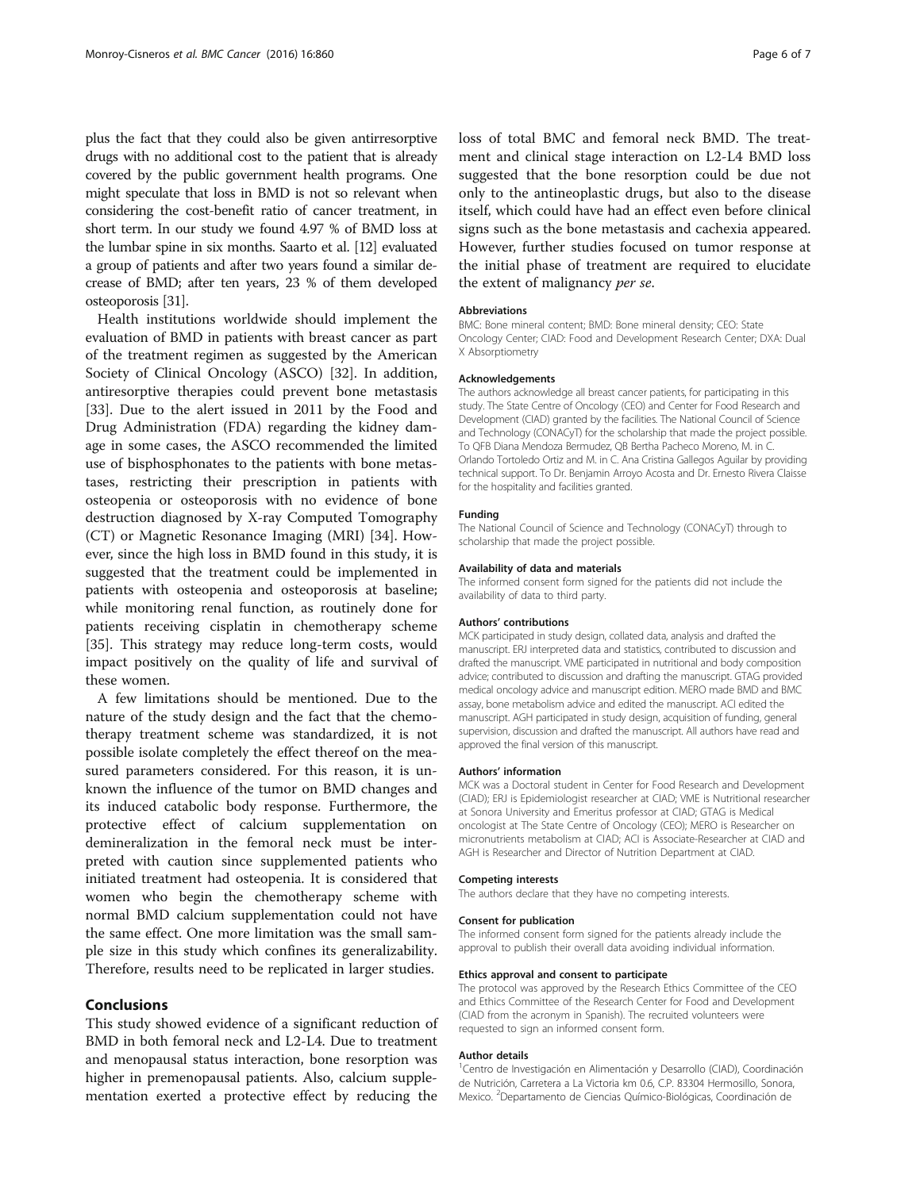plus the fact that they could also be given antirresorptive drugs with no additional cost to the patient that is already covered by the public government health programs. One might speculate that loss in BMD is not so relevant when considering the cost-benefit ratio of cancer treatment, in short term. In our study we found 4.97 % of BMD loss at the lumbar spine in six months. Saarto et al. [12] evaluated a group of patients and after two years found a similar decrease of BMD; after ten years, 23 % of them developed osteoporosis [31].

Health institutions worldwide should implement the evaluation of BMD in patients with breast cancer as part of the treatment regimen as suggested by the American Society of Clinical Oncology (ASCO) [32]. In addition, antiresorptive therapies could prevent bone metastasis [33]. Due to the alert issued in 2011 by the Food and Drug Administration (FDA) regarding the kidney damage in some cases, the ASCO recommended the limited use of bisphosphonates to the patients with bone metastases, restricting their prescription in patients with osteopenia or osteoporosis with no evidence of bone destruction diagnosed by X-ray Computed Tomography (CT) or Magnetic Resonance Imaging (MRI) [34]. However, since the high loss in BMD found in this study, it is suggested that the treatment could be implemented in patients with osteopenia and osteoporosis at baseline; while monitoring renal function, as routinely done for patients receiving cisplatin in chemotherapy scheme [35]. This strategy may reduce long-term costs, would impact positively on the quality of life and survival of these women.

A few limitations should be mentioned. Due to the nature of the study design and the fact that the chemotherapy treatment scheme was standardized, it is not possible isolate completely the effect thereof on the measured parameters considered. For this reason, it is unknown the influence of the tumor on BMD changes and its induced catabolic body response. Furthermore, the protective effect of calcium supplementation on demineralization in the femoral neck must be interpreted with caution since supplemented patients who initiated treatment had osteopenia. It is considered that women who begin the chemotherapy scheme with normal BMD calcium supplementation could not have the same effect. One more limitation was the small sample size in this study which confines its generalizability. Therefore, results need to be replicated in larger studies.

## Conclusions

This study showed evidence of a significant reduction of BMD in both femoral neck and L2-L4. Due to treatment and menopausal status interaction, bone resorption was higher in premenopausal patients. Also, calcium supplementation exerted a protective effect by reducing the loss of total BMC and femoral neck BMD. The treatment and clinical stage interaction on L2-L4 BMD loss suggested that the bone resorption could be due not only to the antineoplastic drugs, but also to the disease itself, which could have had an effect even before clinical signs such as the bone metastasis and cachexia appeared. However, further studies focused on tumor response at the initial phase of treatment are required to elucidate the extent of malignancy *per se*.

#### Abbreviations

BMC: Bone mineral content; BMD: Bone mineral density; CEO: State Oncology Center; CIAD: Food and Development Research Center; DXA: Dual X Absorptiometry

#### Acknowledgements

The authors acknowledge all breast cancer patients, for participating in this study. The State Centre of Oncology (CEO) and Center for Food Research and Development (CIAD) granted by the facilities. The National Council of Science and Technology (CONACyT) for the scholarship that made the project possible. To QFB Diana Mendoza Bermudez, QB Bertha Pacheco Moreno, M. in C. Orlando Tortoledo Ortiz and M. in C. Ana Cristina Gallegos Aguilar by providing technical support. To Dr. Benjamin Arroyo Acosta and Dr. Ernesto Rivera Claisse for the hospitality and facilities granted.

#### Funding

The National Council of Science and Technology (CONACyT) through to scholarship that made the project possible.

#### Availability of data and materials

The informed consent form signed for the patients did not include the availability of data to third party.

#### Authors' contributions

MCK participated in study design, collated data, analysis and drafted the manuscript. ERJ interpreted data and statistics, contributed to discussion and drafted the manuscript. VME participated in nutritional and body composition advice; contributed to discussion and drafting the manuscript. GTAG provided medical oncology advice and manuscript edition. MERO made BMD and BMC assay, bone metabolism advice and edited the manuscript. ACI edited the manuscript. AGH participated in study design, acquisition of funding, general supervision, discussion and drafted the manuscript. All authors have read and approved the final version of this manuscript.

#### Authors' information

MCK was a Doctoral student in Center for Food Research and Development (CIAD); ERJ is Epidemiologist researcher at CIAD; VME is Nutritional researcher at Sonora University and Emeritus professor at CIAD; GTAG is Medical oncologist at The State Centre of Oncology (CEO); MERO is Researcher on micronutrients metabolism at CIAD; ACI is Associate-Researcher at CIAD and AGH is Researcher and Director of Nutrition Department at CIAD.

#### Competing interests

The authors declare that they have no competing interests.

#### Consent for publication

The informed consent form signed for the patients already include the approval to publish their overall data avoiding individual information.

#### Ethics approval and consent to participate

The protocol was approved by the Research Ethics Committee of the CEO and Ethics Committee of the Research Center for Food and Development (CIAD from the acronym in Spanish). The recruited volunteers were requested to sign an informed consent form.

#### Author details

[1]Centro de Investigación en Alimentación y Desarrollo (CIAD), Coordinación de Nutrición, Carretera a La Victoria km 0.6, C.P. 83304 Hermosillo, Sonora, Mexico. [2]Departamento de Ciencias Químico-Biológicas, Coordinación de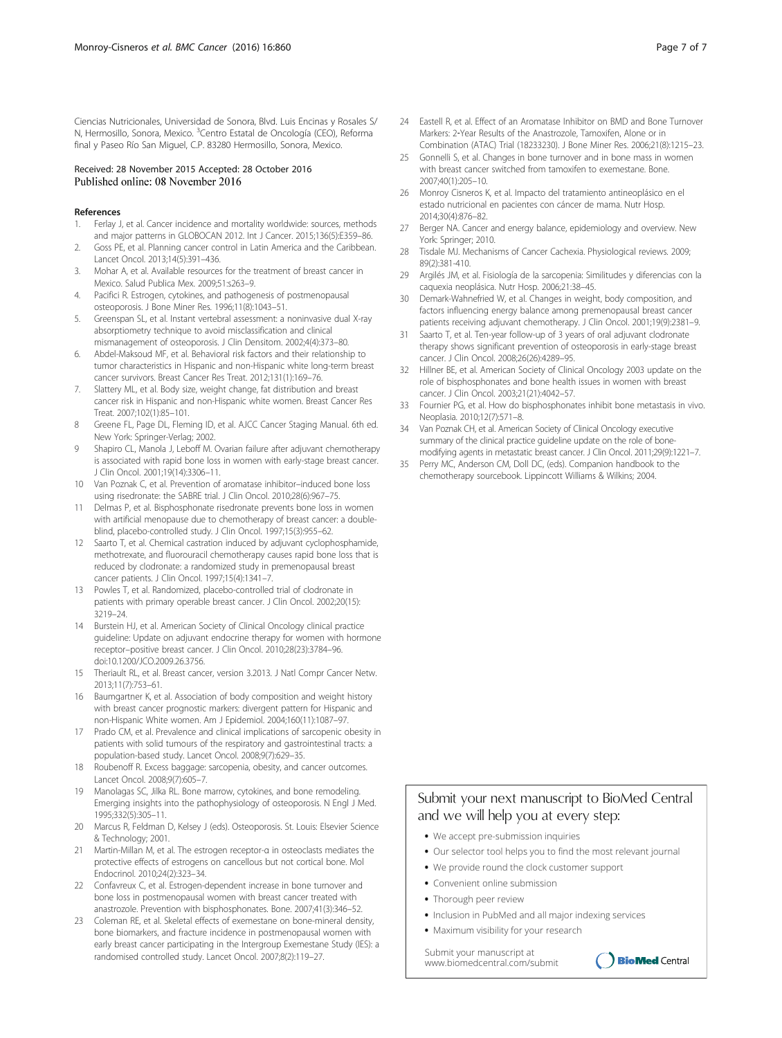Ciencias Nutricionales, Universidad de Sonora, Blvd. Luis Encinas y Rosales S/N, Hermosillo, Sonora, Mexico. [3]Centro Estatal de Oncología (CEO), Reforma final y Paseo Río San Miguel, C.P. 83280 Hermosillo, Sonora, Mexico.

Received: 28 November 2015 Accepted: 28 October 2016
Published online: 08 November 2016

## References

1. Ferlay J, et al. Cancer incidence and mortality worldwide: sources, methods and major patterns in GLOBOCAN 2012. Int J Cancer. 2015;136(5):E359–86.
2. Goss PE, et al. Planning cancer control in Latin America and the Caribbean. Lancet Oncol. 2013;14(5):391–436.
3. Mohar A, et al. Available resources for the treatment of breast cancer in Mexico. Salud Publica Mex. 2009;51:s263–9.
4. Pacifici R. Estrogen, cytokines, and pathogenesis of postmenopausal osteoporosis. J Bone Miner Res. 1996;11(8):1043–51.
5. Greenspan SL, et al. Instant vertebral assessment: a noninvasive dual X-ray absorptiometry technique to avoid misclassification and clinical mismanagement of osteoporosis. J Clin Densitom. 2002;4(4):373–80.
6. Abdel-Maksoud MF, et al. Behavioral risk factors and their relationship to tumor characteristics in Hispanic and non-Hispanic white long-term breast cancer survivors. Breast Cancer Res Treat. 2012;131(1):169–76.
7. Slattery ML, et al. Body size, weight change, fat distribution and breast cancer risk in Hispanic and non-Hispanic white women. Breast Cancer Res Treat. 2007;102(1):85–101.
8. Greene FL, Page DL, Fleming ID, et al. AJCC Cancer Staging Manual. 6th ed. New York: Springer-Verlag; 2002.
9. Shapiro CL, Manola J, Leboff M. Ovarian failure after adjuvant chemotherapy is associated with rapid bone loss in women with early-stage breast cancer. J Clin Oncol. 2001;19(14):3306–11.
10. Van Poznak C, et al. Prevention of aromatase inhibitor–induced bone loss using risedronate: the SABRE trial. J Clin Oncol. 2010;28(6):967–75.
11. Delmas P, et al. Bisphosphonate risedronate prevents bone loss in women with artificial menopause due to chemotherapy of breast cancer: a double-blind, placebo-controlled study. J Clin Oncol. 1997;15(3):955–62.
12. Saarto T, et al. Chemical castration induced by adjuvant cyclophosphamide, methotrexate, and fluorouracil chemotherapy causes rapid bone loss that is reduced by clodronate: a randomized study in premenopausal breast cancer patients. J Clin Oncol. 1997;15(4):1341–7.
13. Powles T, et al. Randomized, placebo-controlled trial of clodronate in patients with primary operable breast cancer. J Clin Oncol. 2002;20(15):3219–24.
14. Burstein HJ, et al. American Society of Clinical Oncology clinical practice guideline: Update on adjuvant endocrine therapy for women with hormone receptor–positive breast cancer. J Clin Oncol. 2010;28(23):3784–96. doi:10.1200/JCO.2009.26.3756.
15. Theriault RL, et al. Breast cancer, version 3.2013. J Natl Compr Cancer Netw. 2013;11(7):753–61.
16. Baumgartner K, et al. Association of body composition and weight history with breast cancer prognostic markers: divergent pattern for Hispanic and non-Hispanic White women. Am J Epidemiol. 2004;160(11):1087–97.
17. Prado CM, et al. Prevalence and clinical implications of sarcopenic obesity in patients with solid tumours of the respiratory and gastrointestinal tracts: a population-based study. Lancet Oncol. 2008;9(7):629–35.
18. Roubenoff R. Excess baggage: sarcopenia, obesity, and cancer outcomes. Lancet Oncol. 2008;9(7):605–7.
19. Manolagas SC, Jilka RL. Bone marrow, cytokines, and bone remodeling. Emerging insights into the pathophysiology of osteoporosis. N Engl J Med. 1995;332(5):305–11.
20. Marcus R, Feldman D, Kelsey J (eds). Osteoporosis. St. Louis: Elsevier Science & Technology; 2001.
21. Martin-Millan M, et al. The estrogen receptor-α in osteoclasts mediates the protective effects of estrogens on cancellous but not cortical bone. Mol Endocrinol. 2010;24(2):323–34.
22. Confavreux C, et al. Estrogen-dependent increase in bone turnover and bone loss in postmenopausal women with breast cancer treated with anastrozole. Prevention with bisphosphonates. Bone. 2007;41(3):346–52.
23. Coleman RE, et al. Skeletal effects of exemestane on bone-mineral density, bone biomarkers, and fracture incidence in postmenopausal women with early breast cancer participating in the Intergroup Exemestane Study (IES): a randomised controlled study. Lancet Oncol. 2007;8(2):119–27.
24. Eastell R, et al. Effect of an Aromatase Inhibitor on BMD and Bone Turnover Markers: 2-Year Results of the Anastrozole, Tamoxifen, Alone or in Combination (ATAC) Trial (18233230). J Bone Miner Res. 2006;21(8):1215–23.
25. Gonnelli S, et al. Changes in bone turnover and in bone mass in women with breast cancer switched from tamoxifen to exemestane. Bone. 2007;40(1):205–10.
26. Monroy Cisneros K, et al. Impacto del tratamiento antineoplásico en el estado nutricional en pacientes con cáncer de mama. Nutr Hosp. 2014;30(4):876–82.
27. Berger NA. Cancer and energy balance, epidemiology and overview. New York: Springer; 2010.
28. Tisdale MJ. Mechanisms of Cancer Cachexia. Physiological reviews. 2009; 89(2):381-410.
29. Argilés JM, et al. Fisiología de la sarcopenia: Similitudes y diferencias con la caquexia neoplásica. Nutr Hosp. 2006;21:38–45.
30. Demark-Wahnefried W, et al. Changes in weight, body composition, and factors influencing energy balance among premenopausal breast cancer patients receiving adjuvant chemotherapy. J Clin Oncol. 2001;19(9):2381–9.
31. Saarto T, et al. Ten-year follow-up of 3 years of oral adjuvant clodronate therapy shows significant prevention of osteoporosis in early-stage breast cancer. J Clin Oncol. 2008;26(26):4289–95.
32. Hillner BE, et al. American Society of Clinical Oncology 2003 update on the role of bisphosphonates and bone health issues in women with breast cancer. J Clin Oncol. 2003;21(21):4042–57.
33. Fournier PG, et al. How do bisphosphonates inhibit bone metastasis in vivo. Neoplasia. 2010;12(7):571–8.
34. Van Poznak CH, et al. American Society of Clinical Oncology executive summary of the clinical practice guideline update on the role of bone-modifying agents in metastatic breast cancer. J Clin Oncol. 2011;29(9):1221–7.
35. Perry MC, Anderson CM, Doll DC, (eds). Companion handbook to the chemotherapy sourcebook. Lippincott Williams & Wilkins; 2004.

Submit your next manuscript to BioMed Central and we will help you at every step:

- We accept pre-submission inquiries
- Our selector tool helps you to find the most relevant journal
- We provide round the clock customer support
- Convenient online submission
- Thorough peer review
- Inclusion in PubMed and all major indexing services
- Maximum visibility for your research

Submit your manuscript at www.biomedcentral.com/submit

BioMed Central